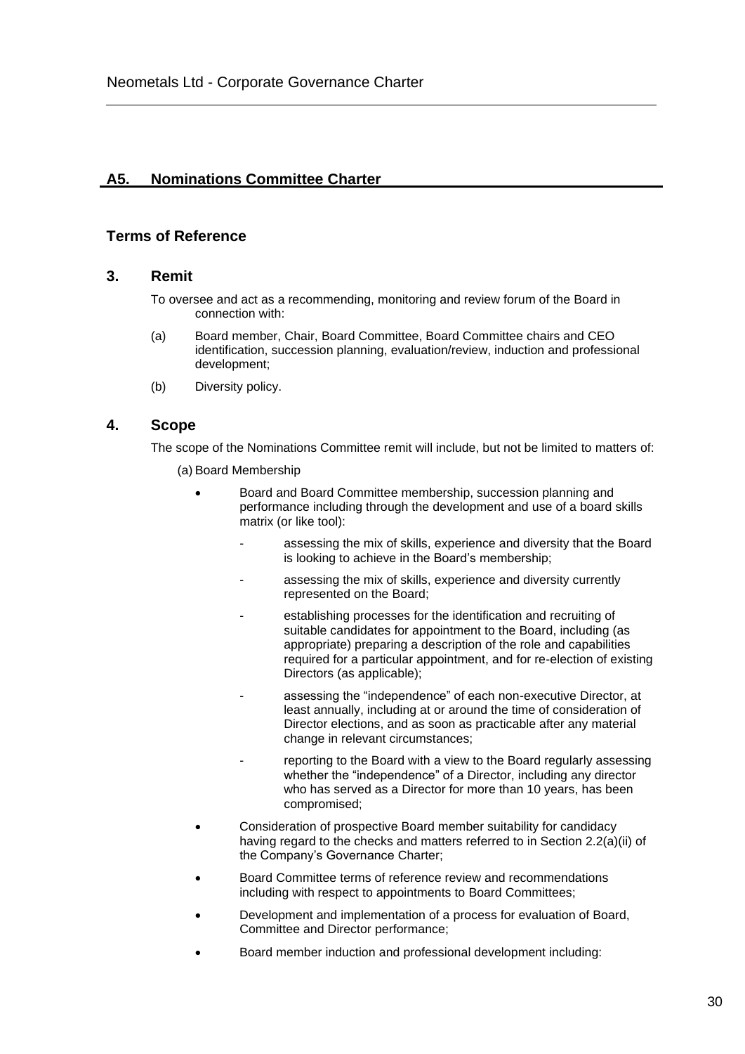## A5. Nominations Committee Charter

### Terms of Reference

### 3. Remit

To oversee and act as a recommending, monitoring and review forum of the Board in connection with:

(a) Board member, Chair, Board Committee, Board Committee chairs and CEO identification, succession planning, evaluation/review, induction and professional development;

(b) Diversity policy.

### 4. Scope

The scope of the Nominations Committee remit will include, but not be limited to matters of:

(a) Board Membership

- Board and Board Committee membership, succession planning and performance including through the development and use of a board skills matrix (or like tool):
    - assessing the mix of skills, experience and diversity that the Board is looking to achieve in the Board's membership;
    - assessing the mix of skills, experience and diversity currently represented on the Board;
    - establishing processes for the identification and recruiting of suitable candidates for appointment to the Board, including (as appropriate) preparing a description of the role and capabilities required for a particular appointment, and for re-election of existing Directors (as applicable);
    - assessing the "independence" of each non-executive Director, at least annually, including at or around the time of consideration of Director elections, and as soon as practicable after any material change in relevant circumstances;
    - reporting to the Board with a view to the Board regularly assessing whether the "independence" of a Director, including any director who has served as a Director for more than 10 years, has been compromised;
- Consideration of prospective Board member suitability for candidacy having regard to the checks and matters referred to in Section 2.2(a)(ii) of the Company's Governance Charter;
- Board Committee terms of reference review and recommendations including with respect to appointments to Board Committees;
- Development and implementation of a process for evaluation of Board, Committee and Director performance;
- Board member induction and professional development including: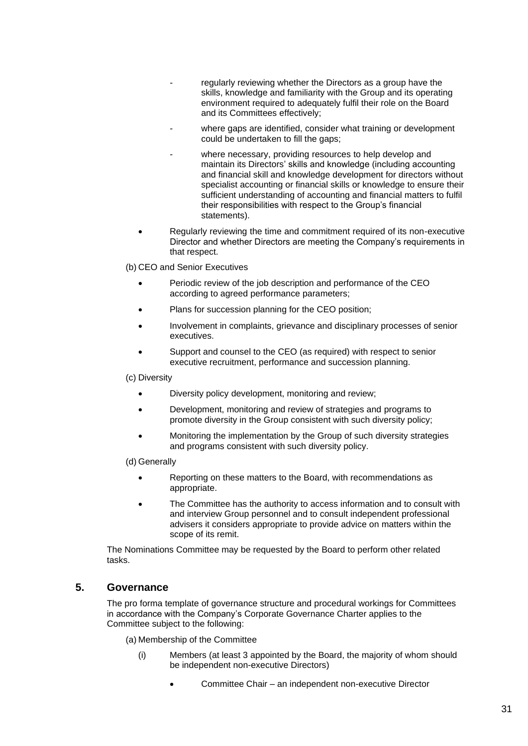- regularly reviewing whether the Directors as a group have the skills, knowledge and familiarity with the Group and its operating environment required to adequately fulfil their role on the Board and its Committees effectively;
- where gaps are identified, consider what training or development could be undertaken to fill the gaps;
- where necessary, providing resources to help develop and maintain its Directors' skills and knowledge (including accounting and financial skill and knowledge development for directors without specialist accounting or financial skills or knowledge to ensure their sufficient understanding of accounting and financial matters to fulfil their responsibilities with respect to the Group's financial statements).

- Regularly reviewing the time and commitment required of its non-executive Director and whether Directors are meeting the Company's requirements in that respect.

(b) CEO and Senior Executives

- Periodic review of the job description and performance of the CEO according to agreed performance parameters;
- Plans for succession planning for the CEO position;
- Involvement in complaints, grievance and disciplinary processes of senior executives.
- Support and counsel to the CEO (as required) with respect to senior executive recruitment, performance and succession planning.

(c) Diversity

- Diversity policy development, monitoring and review;
- Development, monitoring and review of strategies and programs to promote diversity in the Group consistent with such diversity policy;
- Monitoring the implementation by the Group of such diversity strategies and programs consistent with such diversity policy.

(d) Generally

- Reporting on these matters to the Board, with recommendations as appropriate.
- The Committee has the authority to access information and to consult with and interview Group personnel and to consult independent professional advisers it considers appropriate to provide advice on matters within the scope of its remit.

The Nominations Committee may be requested by the Board to perform other related tasks.

## 5. Governance

The pro forma template of governance structure and procedural workings for Committees in accordance with the Company's Corporate Governance Charter applies to the Committee subject to the following:

(a) Membership of the Committee

(i) Members (at least 3 appointed by the Board, the majority of whom should be independent non-executive Directors)

- Committee Chair – an independent non-executive Director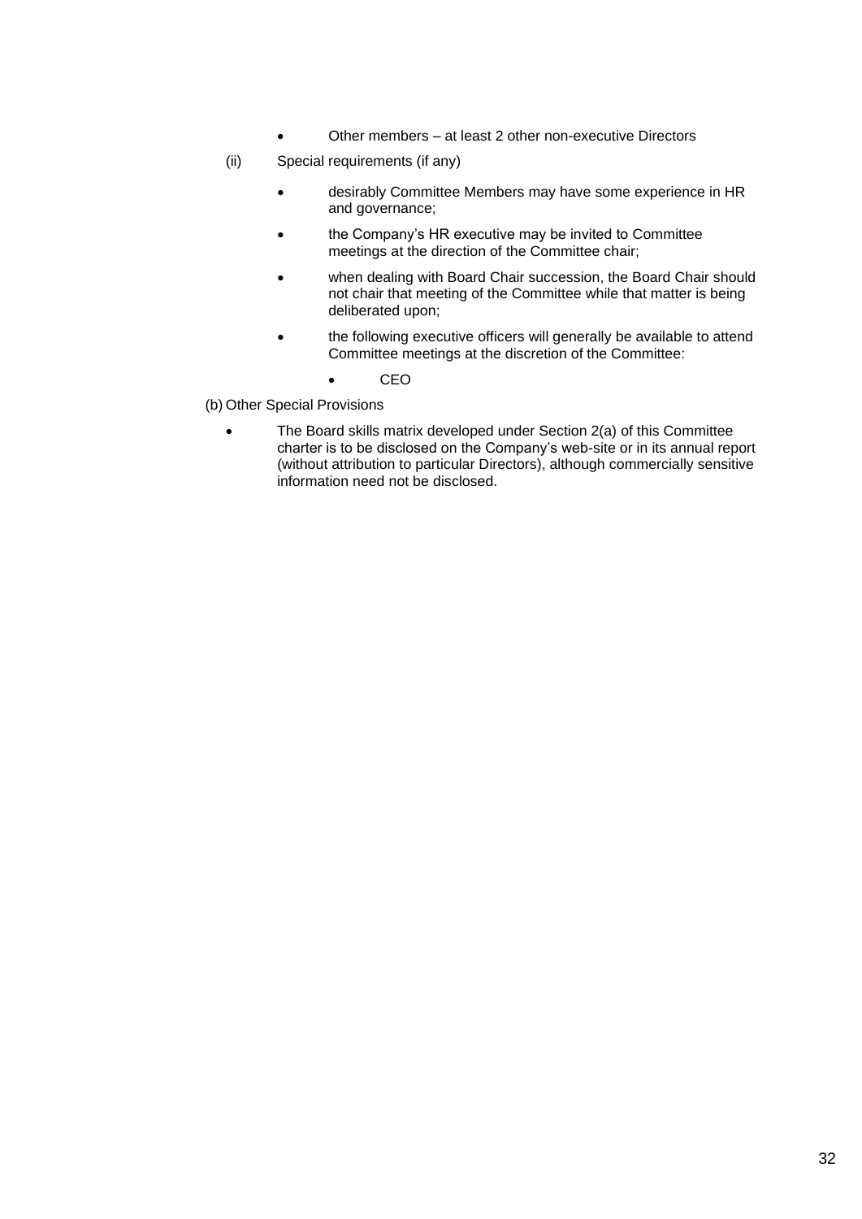- Other members – at least 2 other non-executive Directors

(ii) Special requirements (if any)

- desirably Committee Members may have some experience in HR and governance;
- the Company's HR executive may be invited to Committee meetings at the direction of the Committee chair;
- when dealing with Board Chair succession, the Board Chair should not chair that meeting of the Committee while that matter is being deliberated upon;
- the following executive officers will generally be available to attend Committee meetings at the discretion of the Committee:
  - CEO

(b) Other Special Provisions

- The Board skills matrix developed under Section 2(a) of this Committee charter is to be disclosed on the Company's web-site or in its annual report (without attribution to particular Directors), although commercially sensitive information need not be disclosed.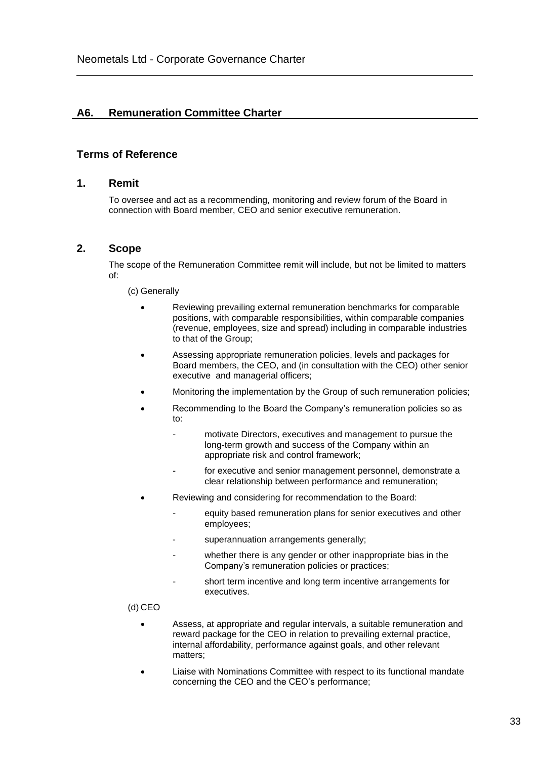## A6. Remuneration Committee Charter

### Terms of Reference

### 1. Remit

To oversee and act as a recommending, monitoring and review forum of the Board in connection with Board member, CEO and senior executive remuneration.

### 2. Scope

The scope of the Remuneration Committee remit will include, but not be limited to matters of:

(c) Generally

- Reviewing prevailing external remuneration benchmarks for comparable positions, with comparable responsibilities, within comparable companies (revenue, employees, size and spread) including in comparable industries to that of the Group;
- Assessing appropriate remuneration policies, levels and packages for Board members, the CEO, and (in consultation with the CEO) other senior executive and managerial officers;
- Monitoring the implementation by the Group of such remuneration policies;
- Recommending to the Board the Company's remuneration policies so as to:
  - motivate Directors, executives and management to pursue the long-term growth and success of the Company within an appropriate risk and control framework;
  - for executive and senior management personnel, demonstrate a clear relationship between performance and remuneration;
- Reviewing and considering for recommendation to the Board:
  - equity based remuneration plans for senior executives and other employees;
  - superannuation arrangements generally;
  - whether there is any gender or other inappropriate bias in the Company's remuneration policies or practices;
  - short term incentive and long term incentive arrangements for executives.

(d) CEO

- Assess, at appropriate and regular intervals, a suitable remuneration and reward package for the CEO in relation to prevailing external practice, internal affordability, performance against goals, and other relevant matters;
- Liaise with Nominations Committee with respect to its functional mandate concerning the CEO and the CEO's performance;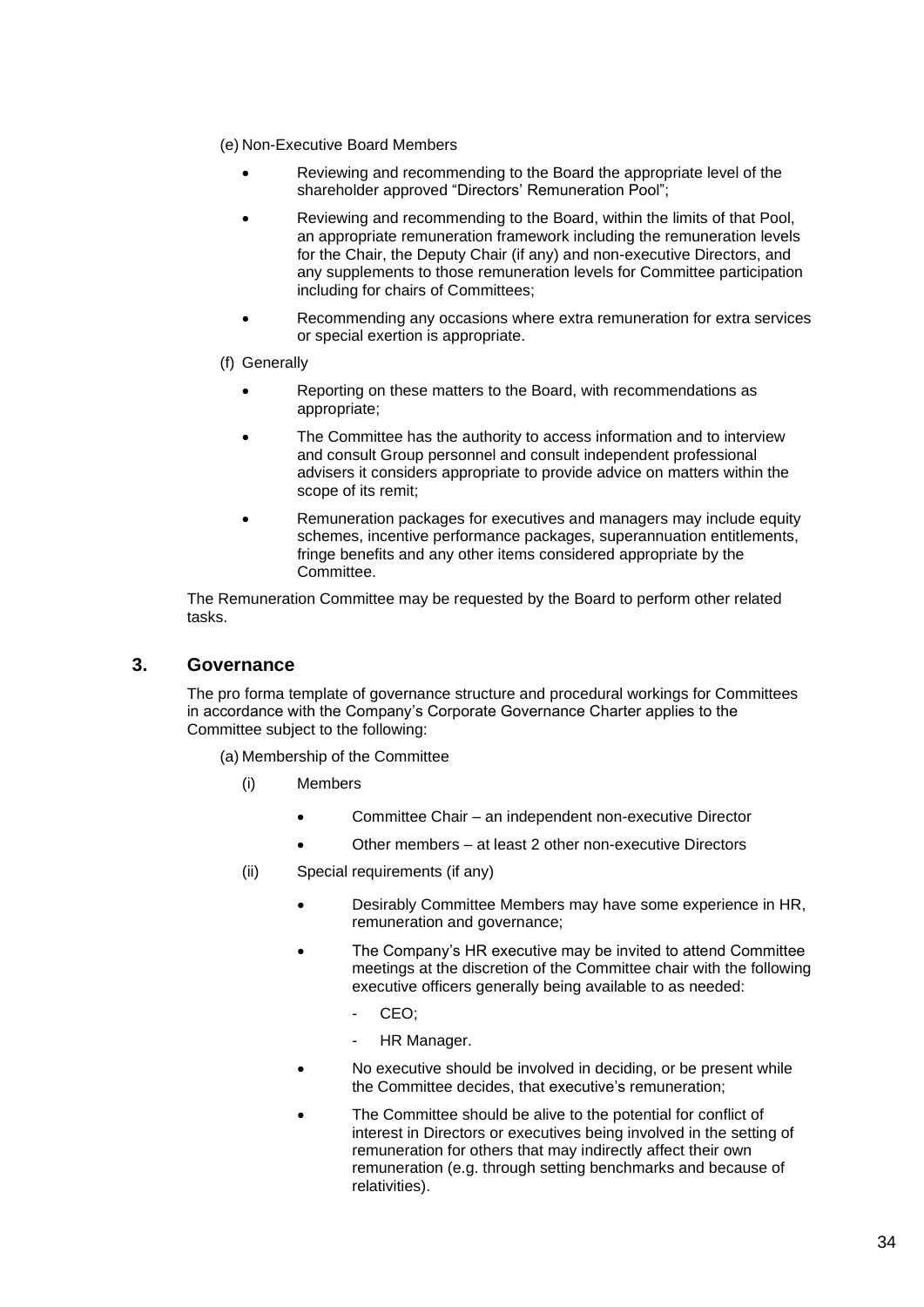(e) Non-Executive Board Members

- Reviewing and recommending to the Board the appropriate level of the shareholder approved "Directors' Remuneration Pool";
- Reviewing and recommending to the Board, within the limits of that Pool, an appropriate remuneration framework including the remuneration levels for the Chair, the Deputy Chair (if any) and non-executive Directors, and any supplements to those remuneration levels for Committee participation including for chairs of Committees;
- Recommending any occasions where extra remuneration for extra services or special exertion is appropriate.

(f) Generally

- Reporting on these matters to the Board, with recommendations as appropriate;
- The Committee has the authority to access information and to interview and consult Group personnel and consult independent professional advisers it considers appropriate to provide advice on matters within the scope of its remit;
- Remuneration packages for executives and managers may include equity schemes, incentive performance packages, superannuation entitlements, fringe benefits and any other items considered appropriate by the Committee.

The Remuneration Committee may be requested by the Board to perform other related tasks.

## 3. Governance

The pro forma template of governance structure and procedural workings for Committees in accordance with the Company's Corporate Governance Charter applies to the Committee subject to the following:

(a) Membership of the Committee

(i) Members

- Committee Chair – an independent non-executive Director
- Other members – at least 2 other non-executive Directors

(ii) Special requirements (if any)

- Desirably Committee Members may have some experience in HR, remuneration and governance;
- The Company's HR executive may be invited to attend Committee meetings at the discretion of the Committee chair with the following executive officers generally being available to as needed:
  - CEO;
  - HR Manager.
- No executive should be involved in deciding, or be present while the Committee decides, that executive's remuneration;
- The Committee should be alive to the potential for conflict of interest in Directors or executives being involved in the setting of remuneration for others that may indirectly affect their own remuneration (e.g. through setting benchmarks and because of relativities).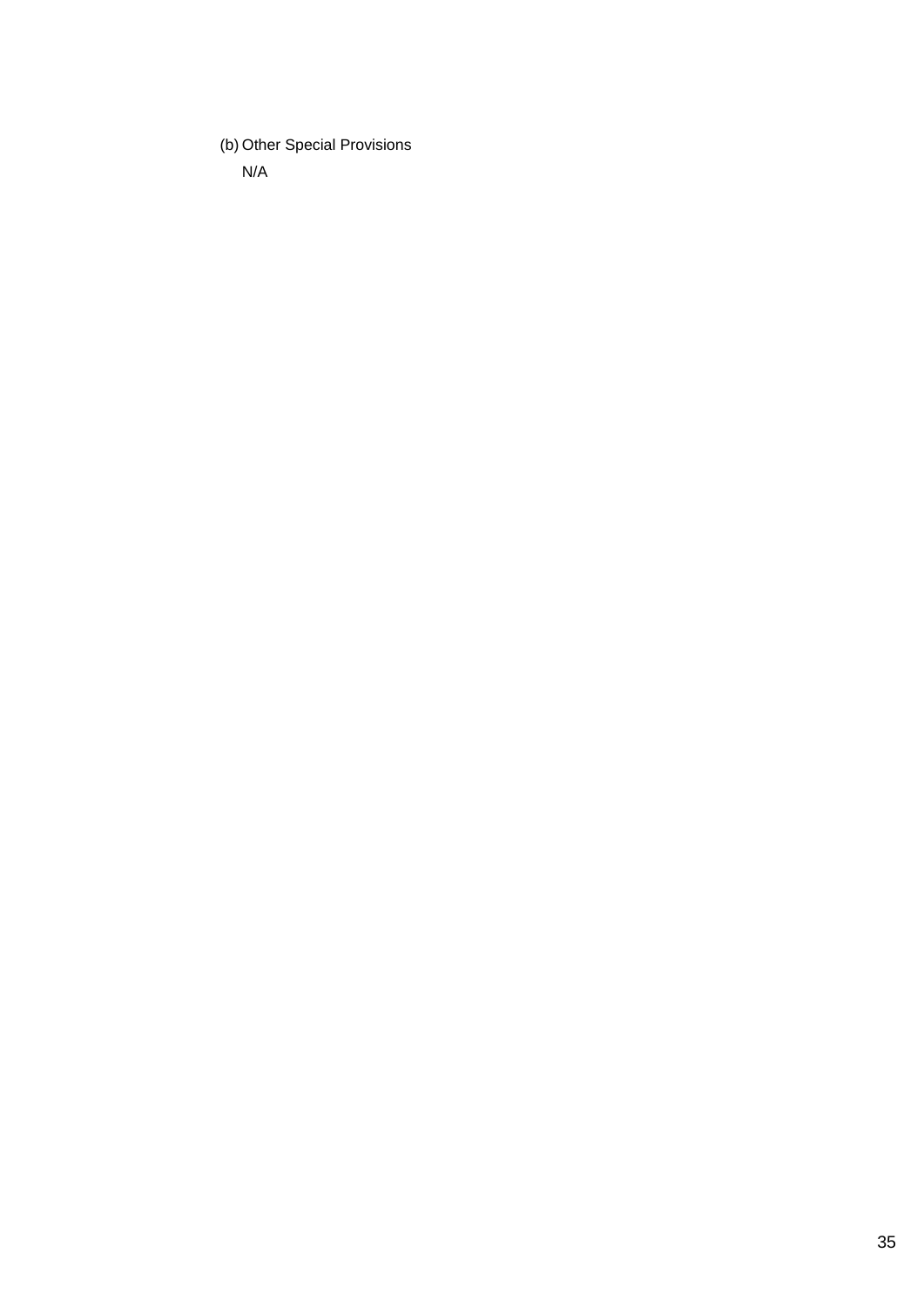(b) Other Special Provisions

N/A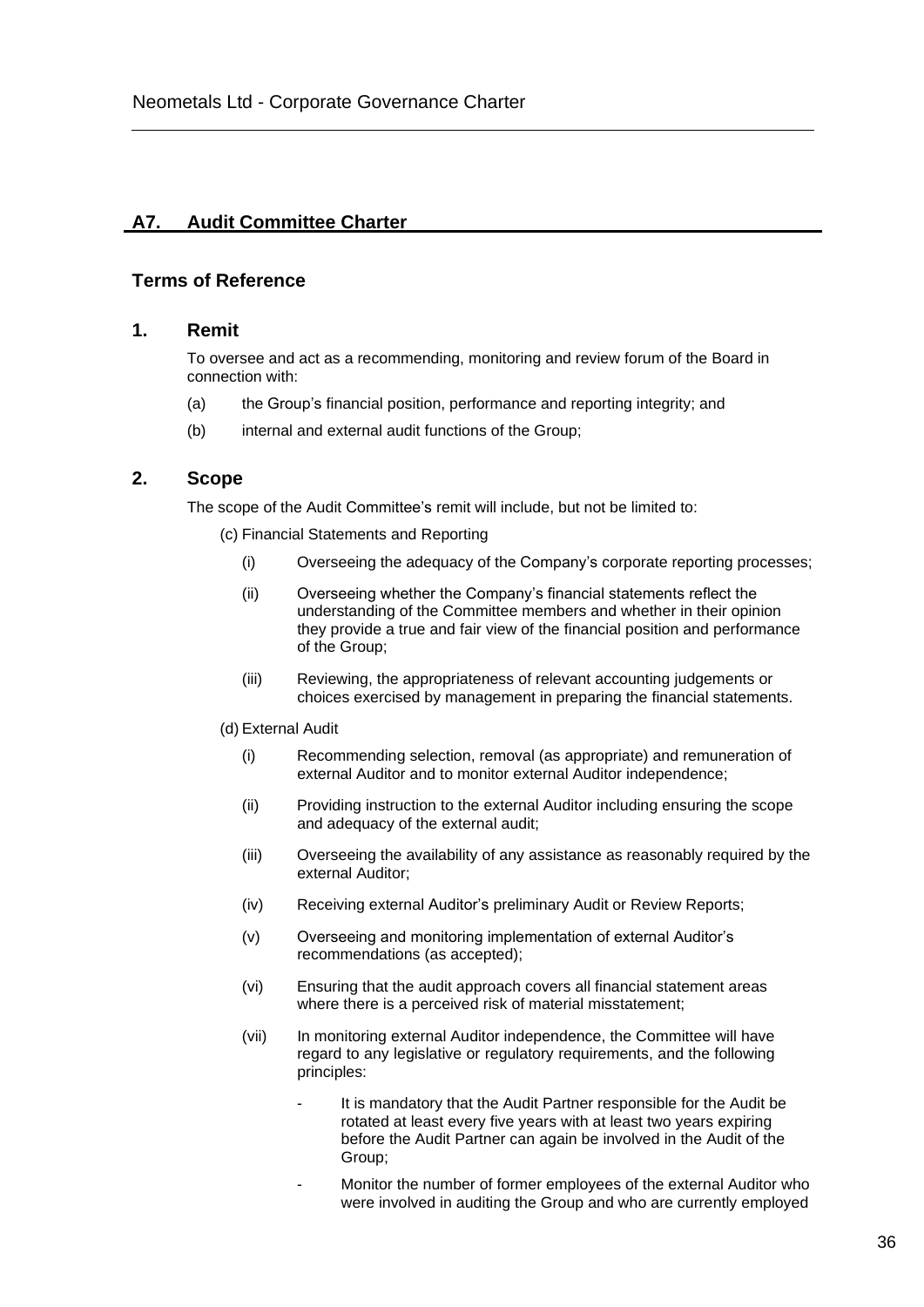## A7. Audit Committee Charter

### Terms of Reference

### 1. Remit

To oversee and act as a recommending, monitoring and review forum of the Board in connection with:

(a) the Group's financial position, performance and reporting integrity; and

(b) internal and external audit functions of the Group;

### 2. Scope

The scope of the Audit Committee's remit will include, but not be limited to:

(c) Financial Statements and Reporting

- (i) Overseeing the adequacy of the Company's corporate reporting processes;
- (ii) Overseeing whether the Company's financial statements reflect the understanding of the Committee members and whether in their opinion they provide a true and fair view of the financial position and performance of the Group;
- (iii) Reviewing, the appropriateness of relevant accounting judgements or choices exercised by management in preparing the financial statements.

(d) External Audit

- (i) Recommending selection, removal (as appropriate) and remuneration of external Auditor and to monitor external Auditor independence;
- (ii) Providing instruction to the external Auditor including ensuring the scope and adequacy of the external audit;
- (iii) Overseeing the availability of any assistance as reasonably required by the external Auditor;
- (iv) Receiving external Auditor's preliminary Audit or Review Reports;
- (v) Overseeing and monitoring implementation of external Auditor's recommendations (as accepted);
- (vi) Ensuring that the audit approach covers all financial statement areas where there is a perceived risk of material misstatement;
- (vii) In monitoring external Auditor independence, the Committee will have regard to any legislative or regulatory requirements, and the following principles:
  - It is mandatory that the Audit Partner responsible for the Audit be rotated at least every five years with at least two years expiring before the Audit Partner can again be involved in the Audit of the Group;
  - Monitor the number of former employees of the external Auditor who were involved in auditing the Group and who are currently employed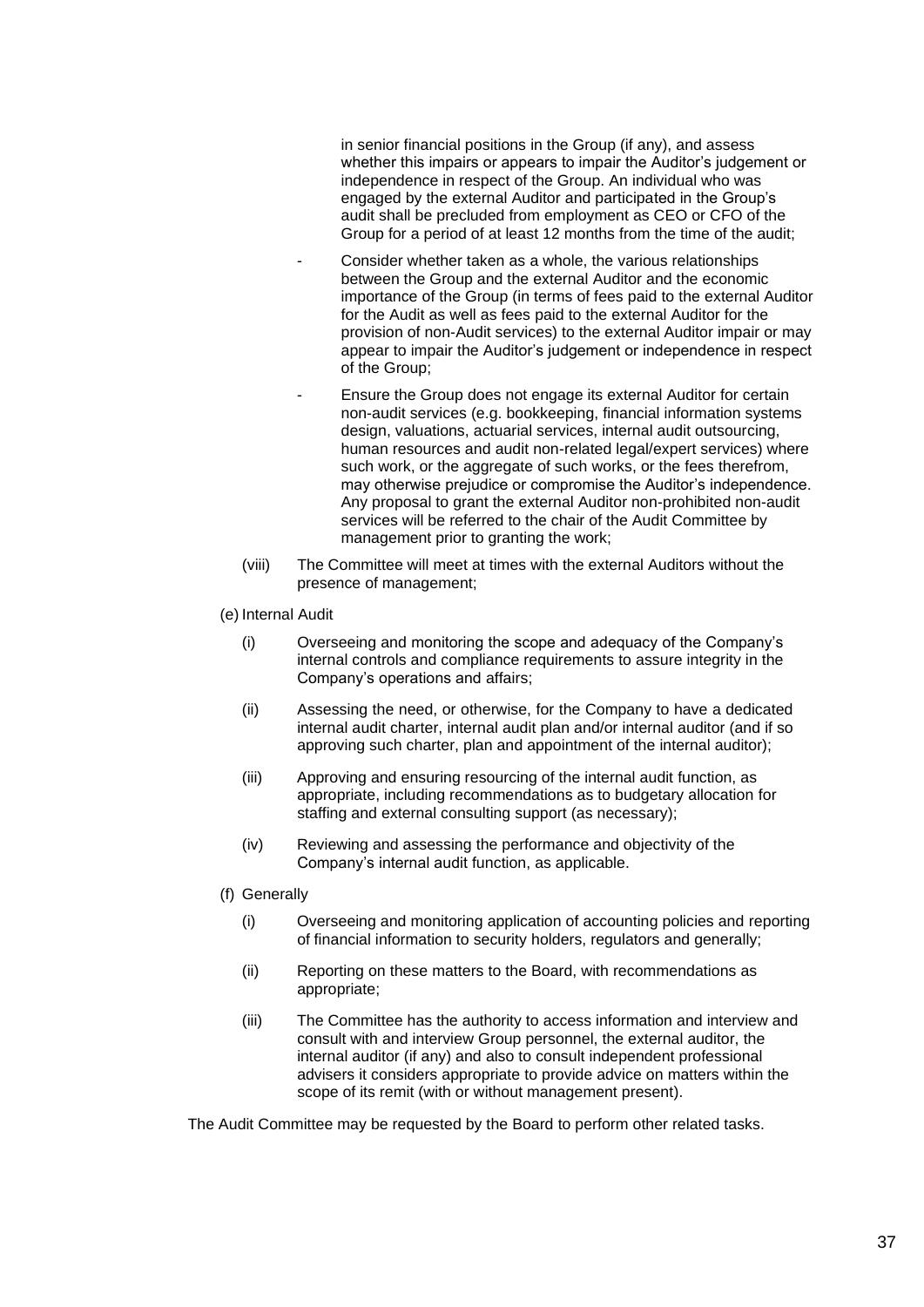in senior financial positions in the Group (if any), and assess whether this impairs or appears to impair the Auditor's judgement or independence in respect of the Group. An individual who was engaged by the external Auditor and participated in the Group's audit shall be precluded from employment as CEO or CFO of the Group for a period of at least 12 months from the time of the audit;

- Consider whether taken as a whole, the various relationships between the Group and the external Auditor and the economic importance of the Group (in terms of fees paid to the external Auditor for the Audit as well as fees paid to the external Auditor for the provision of non-Audit services) to the external Auditor impair or may appear to impair the Auditor's judgement or independence in respect of the Group;
- Ensure the Group does not engage its external Auditor for certain non-audit services (e.g. bookkeeping, financial information systems design, valuations, actuarial services, internal audit outsourcing, human resources and audit non-related legal/expert services) where such work, or the aggregate of such works, or the fees therefrom, may otherwise prejudice or compromise the Auditor's independence. Any proposal to grant the external Auditor non-prohibited non-audit services will be referred to the chair of the Audit Committee by management prior to granting the work;

(viii) The Committee will meet at times with the external Auditors without the presence of management;

(e) Internal Audit

(i) Overseeing and monitoring the scope and adequacy of the Company's internal controls and compliance requirements to assure integrity in the Company's operations and affairs;

(ii) Assessing the need, or otherwise, for the Company to have a dedicated internal audit charter, internal audit plan and/or internal auditor (and if so approving such charter, plan and appointment of the internal auditor);

(iii) Approving and ensuring resourcing of the internal audit function, as appropriate, including recommendations as to budgetary allocation for staffing and external consulting support (as necessary);

(iv) Reviewing and assessing the performance and objectivity of the Company's internal audit function, as applicable.

(f) Generally

(i) Overseeing and monitoring application of accounting policies and reporting of financial information to security holders, regulators and generally;

(ii) Reporting on these matters to the Board, with recommendations as appropriate;

(iii) The Committee has the authority to access information and interview and consult with and interview Group personnel, the external auditor, the internal auditor (if any) and also to consult independent professional advisers it considers appropriate to provide advice on matters within the scope of its remit (with or without management present).

The Audit Committee may be requested by the Board to perform other related tasks.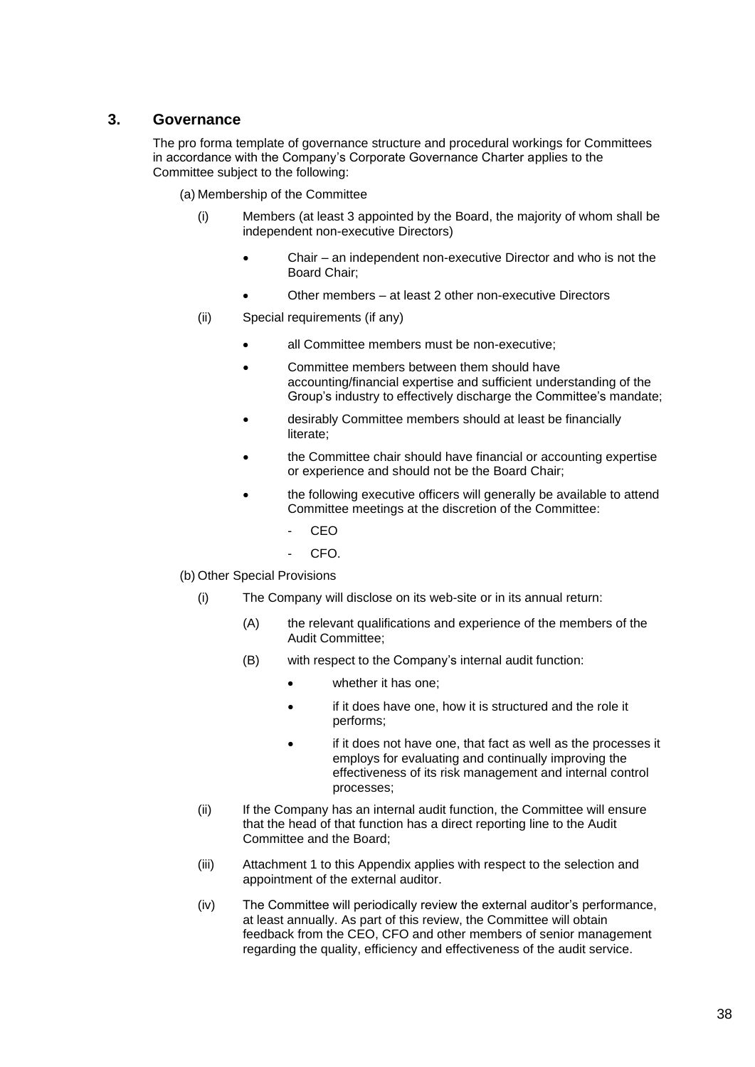## 3. Governance

The pro forma template of governance structure and procedural workings for Committees in accordance with the Company's Corporate Governance Charter applies to the Committee subject to the following:

(a) Membership of the Committee

(i) Members (at least 3 appointed by the Board, the majority of whom shall be independent non-executive Directors)

- Chair – an independent non-executive Director and who is not the Board Chair;
- Other members – at least 2 other non-executive Directors

(ii) Special requirements (if any)

- all Committee members must be non-executive;
- Committee members between them should have accounting/financial expertise and sufficient understanding of the Group's industry to effectively discharge the Committee's mandate;
- desirably Committee members should at least be financially literate;
- the Committee chair should have financial or accounting expertise or experience and should not be the Board Chair;
- the following executive officers will generally be available to attend Committee meetings at the discretion of the Committee:
  - CEO
  - CFO.

(b) Other Special Provisions

(i) The Company will disclose on its web-site or in its annual return:

(A) the relevant qualifications and experience of the members of the Audit Committee;

(B) with respect to the Company's internal audit function:

- whether it has one;
- if it does have one, how it is structured and the role it performs;
- if it does not have one, that fact as well as the processes it employs for evaluating and continually improving the effectiveness of its risk management and internal control processes;

(ii) If the Company has an internal audit function, the Committee will ensure that the head of that function has a direct reporting line to the Audit Committee and the Board;

(iii) Attachment 1 to this Appendix applies with respect to the selection and appointment of the external auditor.

(iv) The Committee will periodically review the external auditor's performance, at least annually. As part of this review, the Committee will obtain feedback from the CEO, CFO and other members of senior management regarding the quality, efficiency and effectiveness of the audit service.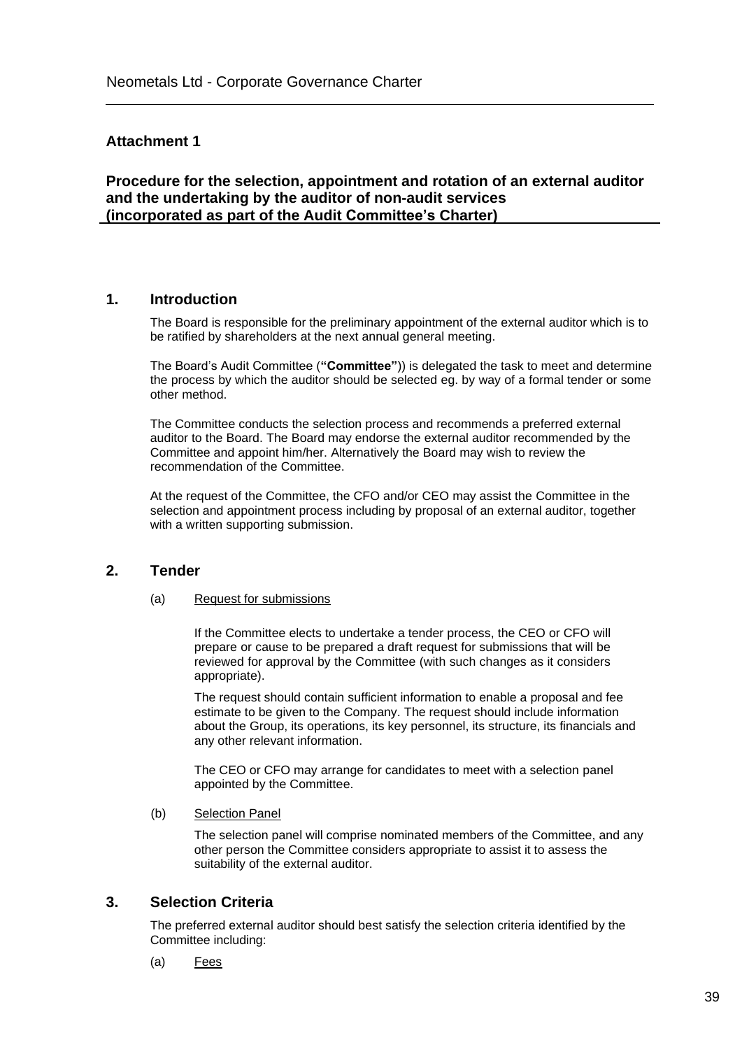## Attachment 1

### Procedure for the selection, appointment and rotation of an external auditor and the undertaking by the auditor of non-audit services (incorporated as part of the Audit Committee's Charter)

### 1. Introduction

The Board is responsible for the preliminary appointment of the external auditor which is to be ratified by shareholders at the next annual general meeting.

The Board's Audit Committee (**"Committee"**)) is delegated the task to meet and determine the process by which the auditor should be selected eg. by way of a formal tender or some other method.

The Committee conducts the selection process and recommends a preferred external auditor to the Board. The Board may endorse the external auditor recommended by the Committee and appoint him/her. Alternatively the Board may wish to review the recommendation of the Committee.

At the request of the Committee, the CFO and/or CEO may assist the Committee in the selection and appointment process including by proposal of an external auditor, together with a written supporting submission.

### 2. Tender

(a) Request for submissions

If the Committee elects to undertake a tender process, the CEO or CFO will prepare or cause to be prepared a draft request for submissions that will be reviewed for approval by the Committee (with such changes as it considers appropriate).

The request should contain sufficient information to enable a proposal and fee estimate to be given to the Company. The request should include information about the Group, its operations, its key personnel, its structure, its financials and any other relevant information.

The CEO or CFO may arrange for candidates to meet with a selection panel appointed by the Committee.

(b) Selection Panel

The selection panel will comprise nominated members of the Committee, and any other person the Committee considers appropriate to assist it to assess the suitability of the external auditor.

### 3. Selection Criteria

The preferred external auditor should best satisfy the selection criteria identified by the Committee including:

(a) Fees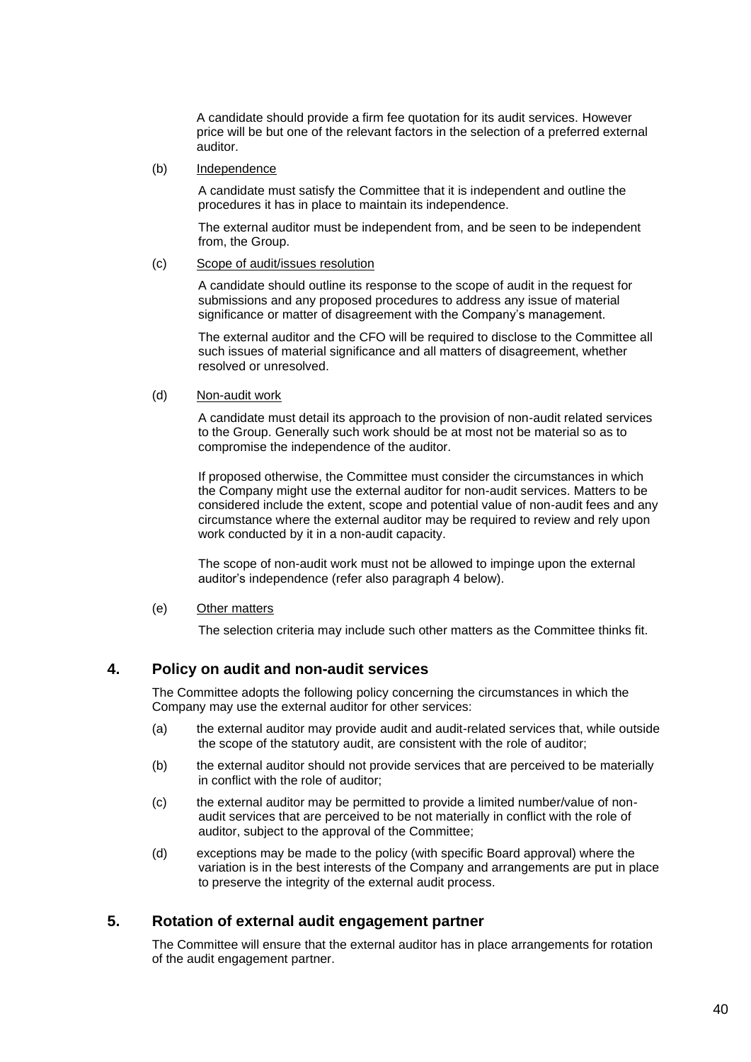A candidate should provide a firm fee quotation for its audit services. However price will be but one of the relevant factors in the selection of a preferred external auditor.

(b) Independence

A candidate must satisfy the Committee that it is independent and outline the procedures it has in place to maintain its independence.

The external auditor must be independent from, and be seen to be independent from, the Group.

(c) Scope of audit/issues resolution

A candidate should outline its response to the scope of audit in the request for submissions and any proposed procedures to address any issue of material significance or matter of disagreement with the Company's management.

The external auditor and the CFO will be required to disclose to the Committee all such issues of material significance and all matters of disagreement, whether resolved or unresolved.

(d) Non-audit work

A candidate must detail its approach to the provision of non-audit related services to the Group. Generally such work should be at most not be material so as to compromise the independence of the auditor.

If proposed otherwise, the Committee must consider the circumstances in which the Company might use the external auditor for non-audit services. Matters to be considered include the extent, scope and potential value of non-audit fees and any circumstance where the external auditor may be required to review and rely upon work conducted by it in a non-audit capacity.

The scope of non-audit work must not be allowed to impinge upon the external auditor's independence (refer also paragraph 4 below).

(e) Other matters

The selection criteria may include such other matters as the Committee thinks fit.

## 4. Policy on audit and non-audit services

The Committee adopts the following policy concerning the circumstances in which the Company may use the external auditor for other services:

(a) the external auditor may provide audit and audit-related services that, while outside the scope of the statutory audit, are consistent with the role of auditor;

(b) the external auditor should not provide services that are perceived to be materially in conflict with the role of auditor;

(c) the external auditor may be permitted to provide a limited number/value of non-audit services that are perceived to be not materially in conflict with the role of auditor, subject to the approval of the Committee;

(d) exceptions may be made to the policy (with specific Board approval) where the variation is in the best interests of the Company and arrangements are put in place to preserve the integrity of the external audit process.

## 5. Rotation of external audit engagement partner

The Committee will ensure that the external auditor has in place arrangements for rotation of the audit engagement partner.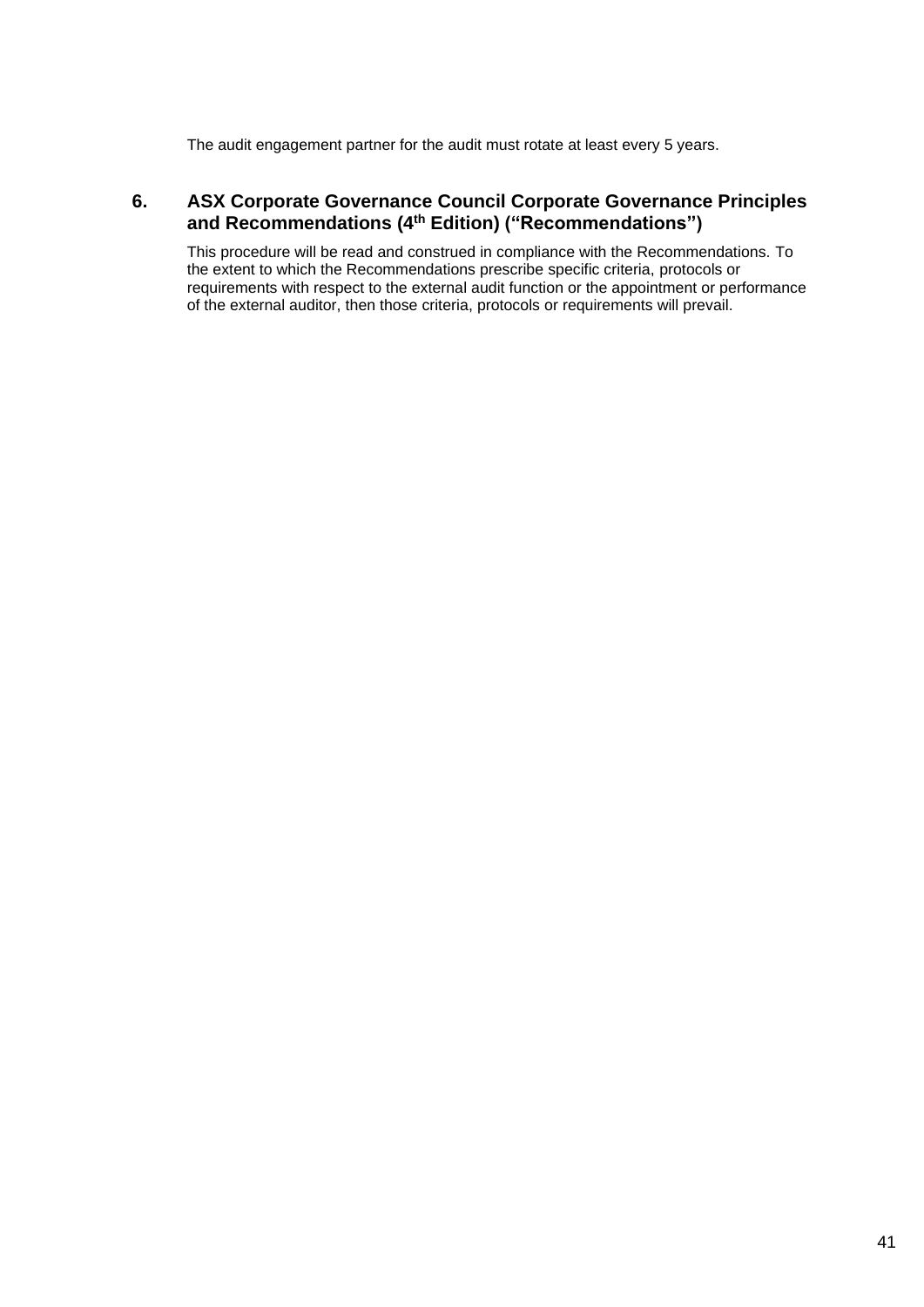The audit engagement partner for the audit must rotate at least every 5 years.

## 6. ASX Corporate Governance Council Corporate Governance Principles and Recommendations ($4^{th}$ Edition) ("Recommendations")

This procedure will be read and construed in compliance with the Recommendations. To the extent to which the Recommendations prescribe specific criteria, protocols or requirements with respect to the external audit function or the appointment or performance of the external auditor, then those criteria, protocols or requirements will prevail.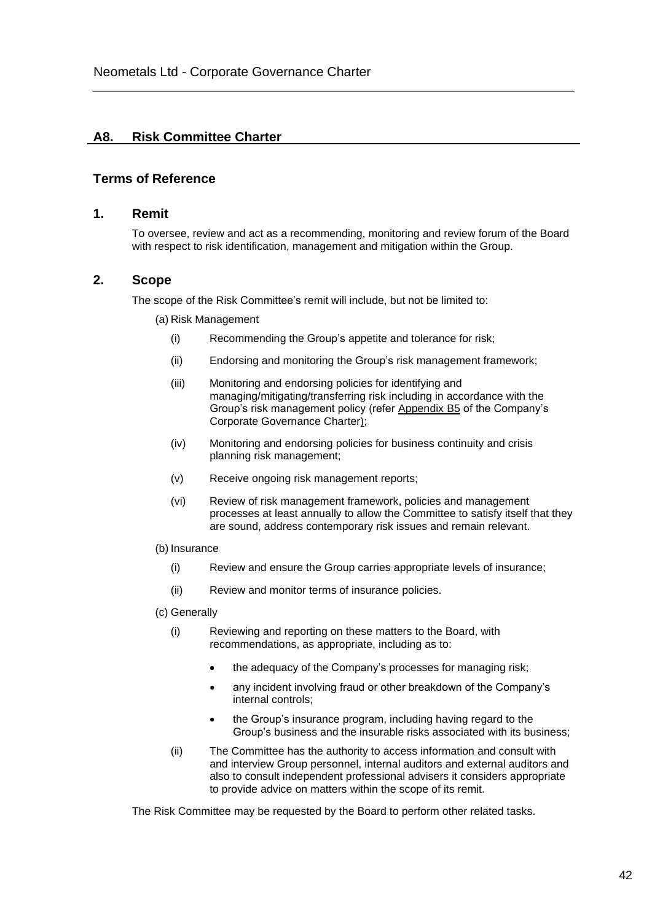## A8. Risk Committee Charter

### Terms of Reference

### 1. Remit

To oversee, review and act as a recommending, monitoring and review forum of the Board with respect to risk identification, management and mitigation within the Group.

### 2. Scope

The scope of the Risk Committee's remit will include, but not be limited to:

(a) Risk Management

- (i) Recommending the Group's appetite and tolerance for risk;
- (ii) Endorsing and monitoring the Group's risk management framework;
- (iii) Monitoring and endorsing policies for identifying and managing/mitigating/transferring risk including in accordance with the Group's risk management policy (refer Appendix B5 of the Company's Corporate Governance Charter);
- (iv) Monitoring and endorsing policies for business continuity and crisis planning risk management;
- (v) Receive ongoing risk management reports;
- (vi) Review of risk management framework, policies and management processes at least annually to allow the Committee to satisfy itself that they are sound, address contemporary risk issues and remain relevant.

(b) Insurance

- (i) Review and ensure the Group carries appropriate levels of insurance;
- (ii) Review and monitor terms of insurance policies.

(c) Generally

- (i) Reviewing and reporting on these matters to the Board, with recommendations, as appropriate, including as to:
  - the adequacy of the Company's processes for managing risk;
  - any incident involving fraud or other breakdown of the Company's internal controls;
  - the Group's insurance program, including having regard to the Group's business and the insurable risks associated with its business;
- (ii) The Committee has the authority to access information and consult with and interview Group personnel, internal auditors and external auditors and also to consult independent professional advisers it considers appropriate to provide advice on matters within the scope of its remit.

The Risk Committee may be requested by the Board to perform other related tasks.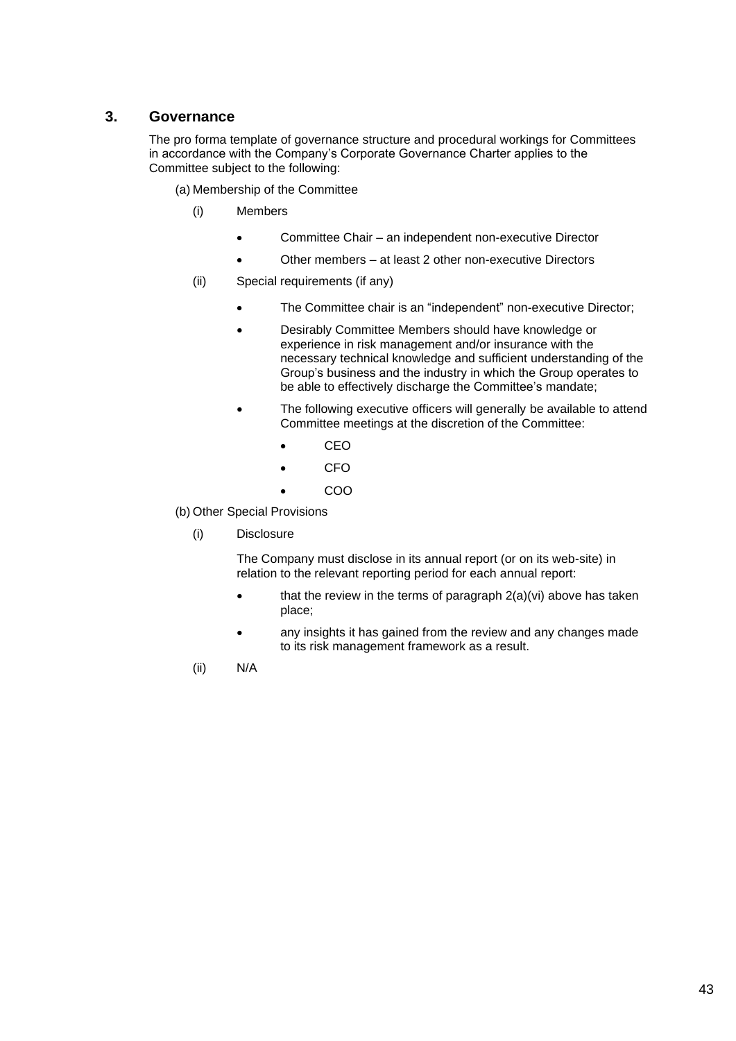## 3. Governance

The pro forma template of governance structure and procedural workings for Committees in accordance with the Company's Corporate Governance Charter applies to the Committee subject to the following:

(a) Membership of the Committee

(i) Members

- Committee Chair – an independent non-executive Director
- Other members – at least 2 other non-executive Directors

(ii) Special requirements (if any)

- The Committee chair is an "independent" non-executive Director;
- Desirably Committee Members should have knowledge or experience in risk management and/or insurance with the necessary technical knowledge and sufficient understanding of the Group's business and the industry in which the Group operates to be able to effectively discharge the Committee's mandate;
- The following executive officers will generally be available to attend Committee meetings at the discretion of the Committee:
  - CEO
  - CFO
  - COO

(b) Other Special Provisions

(i) Disclosure

The Company must disclose in its annual report (or on its web-site) in relation to the relevant reporting period for each annual report:

- that the review in the terms of paragraph 2(a)(vi) above has taken place;
- any insights it has gained from the review and any changes made to its risk management framework as a result.

(ii) N/A